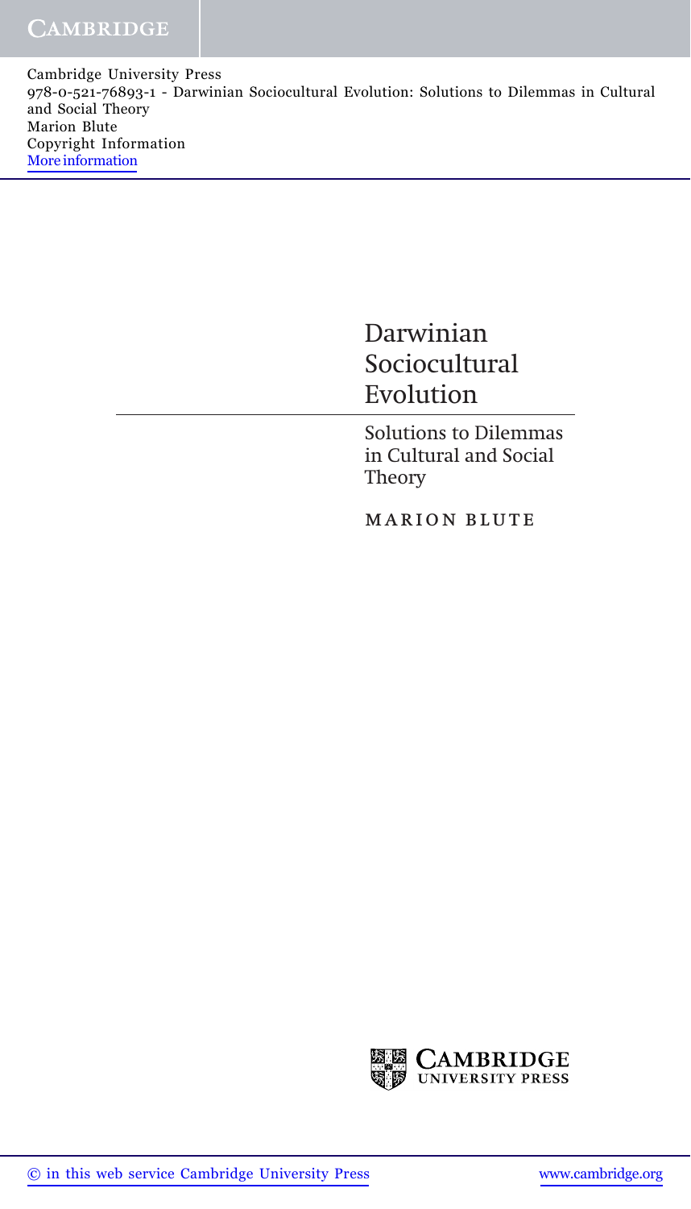Cambridge University Press
978-0-521-76893-1 - Darwinian Sociocultural Evolution: Solutions to Dilemmas in Cultural and Social Theory
Marion Blute
Copyright Information
More information

# Darwinian Sociocultural Evolution

## Solutions to Dilemmas in Cultural and Social Theory

MARION BLUTE

CAMBRIDGE UNIVERSITY PRESS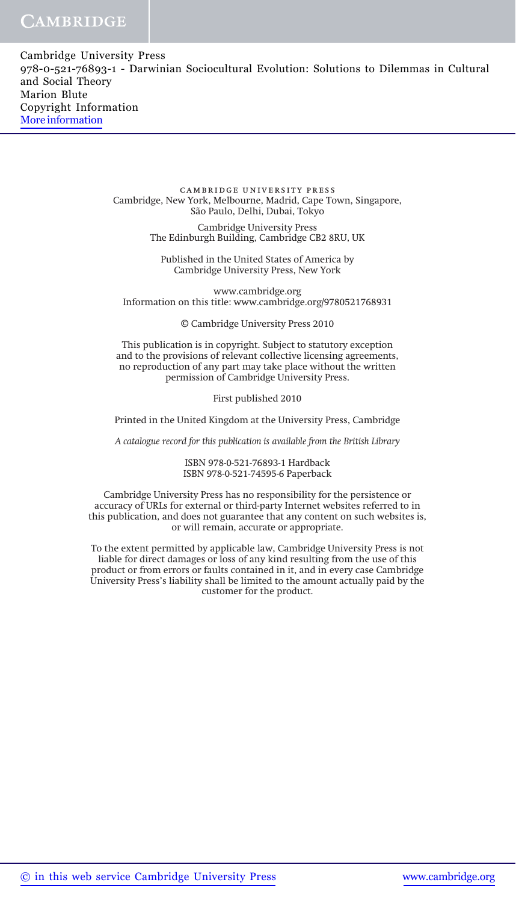CAMBRIDGE UNIVERSITY PRESS
Cambridge, New York, Melbourne, Madrid, Cape Town, Singapore,
São Paulo, Delhi, Dubai, Tokyo

Cambridge University Press
The Edinburgh Building, Cambridge CB2 8RU, UK

Published in the United States of America by
Cambridge University Press, New York

www.cambridge.org
Information on this title: www.cambridge.org/9780521768931

© Cambridge University Press 2010

This publication is in copyright. Subject to statutory exception
and to the provisions of relevant collective licensing agreements,
no reproduction of any part may take place without the written
permission of Cambridge University Press.

First published 2010

Printed in the United Kingdom at the University Press, Cambridge

*A catalogue record for this publication is available from the British Library*

ISBN 978-0-521-76893-1 Hardback
ISBN 978-0-521-74595-6 Paperback

Cambridge University Press has no responsibility for the persistence or
accuracy of URLs for external or third-party Internet websites referred to in
this publication, and does not guarantee that any content on such websites is,
or will remain, accurate or appropriate.

To the extent permitted by applicable law, Cambridge University Press is not
liable for direct damages or loss of any kind resulting from the use of this
product or from errors or faults contained in it, and in every case Cambridge
University Press's liability shall be limited to the amount actually paid by the
customer for the product.